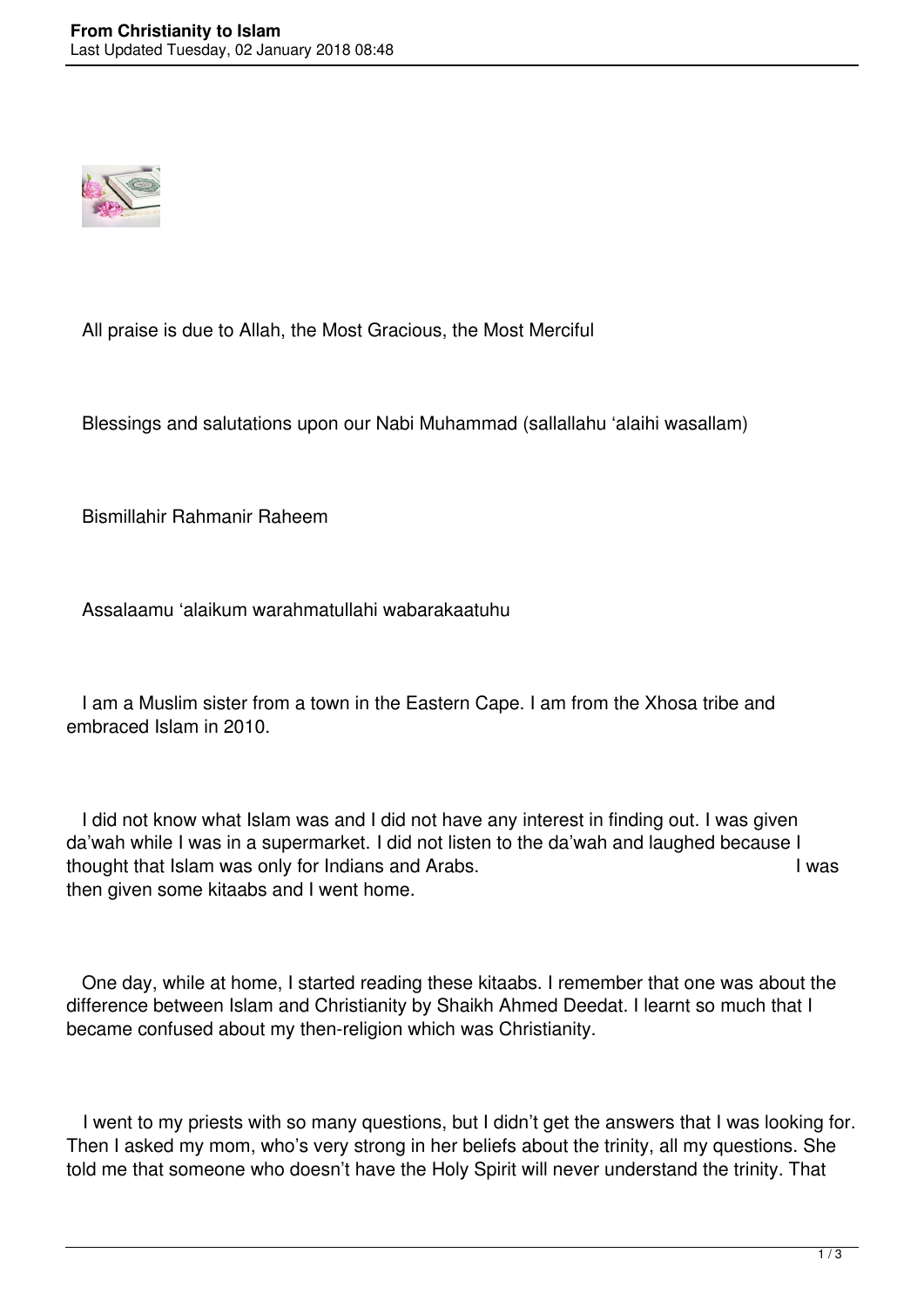All praise is due to Allah, the Most Gracious, the Most Merciful

Blessings and salutations upon our Nabi Muhammad (sallallahu ‘alaihi wasallam)

Bismillahir Rahmanir Raheem

Assalaamu ‘alaikum warahmatullahi wabarakaatuhu

I am a Muslim sister from a town in the Eastern Cape. I am from the Xhosa tribe and embraced Islam in 2010.

I did not know what Islam was and I did not have any interest in finding out. I was given da’wah while I was in a supermarket. I did not listen to the da’wah and laughed because I thought that Islam was only for Indians and Arabs. I was then given some kitaabs and I went home.

One day, while at home, I started reading these kitaabs. I remember that one was about the difference between Islam and Christianity by Shaikh Ahmed Deedat. I learnt so much that I became confused about my then-religion which was Christianity.

I went to my priests with so many questions, but I didn’t get the answers that I was looking for. Then I asked my mom, who’s very strong in her beliefs about the trinity, all my questions. She told me that someone who doesn’t have the Holy Spirit will never understand the trinity. That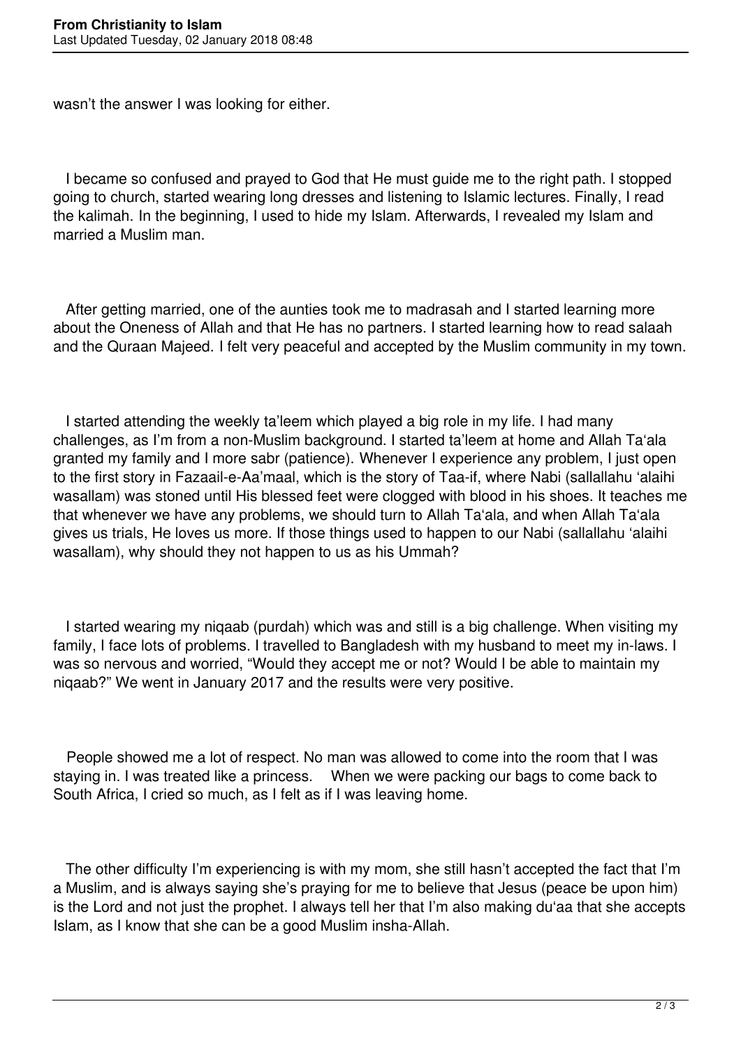wasn't the answer I was looking for either.

I became so confused and prayed to God that He must guide me to the right path. I stopped going to church, started wearing long dresses and listening to Islamic lectures. Finally, I read the kalimah. In the beginning, I used to hide my Islam. Afterwards, I revealed my Islam and married a Muslim man.

After getting married, one of the aunties took me to madrasah and I started learning more about the Oneness of Allah and that He has no partners. I started learning how to read salaah and the Quraan Majeed. I felt very peaceful and accepted by the Muslim community in my town.

I started attending the weekly ta'leem which played a big role in my life. I had many challenges, as I'm from a non-Muslim background. I started ta'leem at home and Allah Ta'ala granted my family and I more sabr (patience). Whenever I experience any problem, I just open to the first story in Fazaail-e-Aa'maal, which is the story of Taa-if, where Nabi (sallallahu 'alaihi wasallam) was stoned until His blessed feet were clogged with blood in his shoes. It teaches me that whenever we have any problems, we should turn to Allah Ta'ala, and when Allah Ta'ala gives us trials, He loves us more. If those things used to happen to our Nabi (sallallahu 'alaihi wasallam), why should they not happen to us as his Ummah?

I started wearing my niqaab (purdah) which was and still is a big challenge. When visiting my family, I face lots of problems. I travelled to Bangladesh with my husband to meet my in-laws. I was so nervous and worried, "Would they accept me or not? Would I be able to maintain my niqaab?" We went in January 2017 and the results were very positive.

People showed me a lot of respect. No man was allowed to come into the room that I was staying in. I was treated like a princess. When we were packing our bags to come back to South Africa, I cried so much, as I felt as if I was leaving home.

The other difficulty I'm experiencing is with my mom, she still hasn't accepted the fact that I'm a Muslim, and is always saying she's praying for me to believe that Jesus (peace be upon him) is the Lord and not just the prophet. I always tell her that I'm also making du'aa that she accepts Islam, as I know that she can be a good Muslim insha-Allah.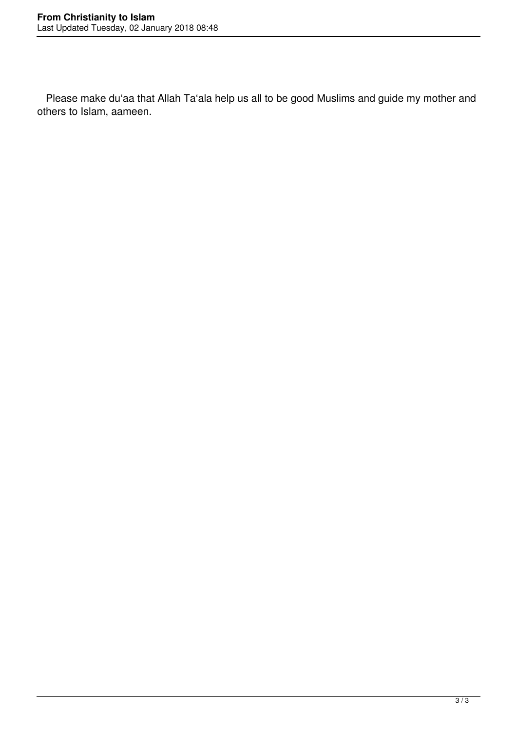Please make du‘aa that Allah Ta‘ala help us all to be good Muslims and guide my mother and others to Islam, aameen.